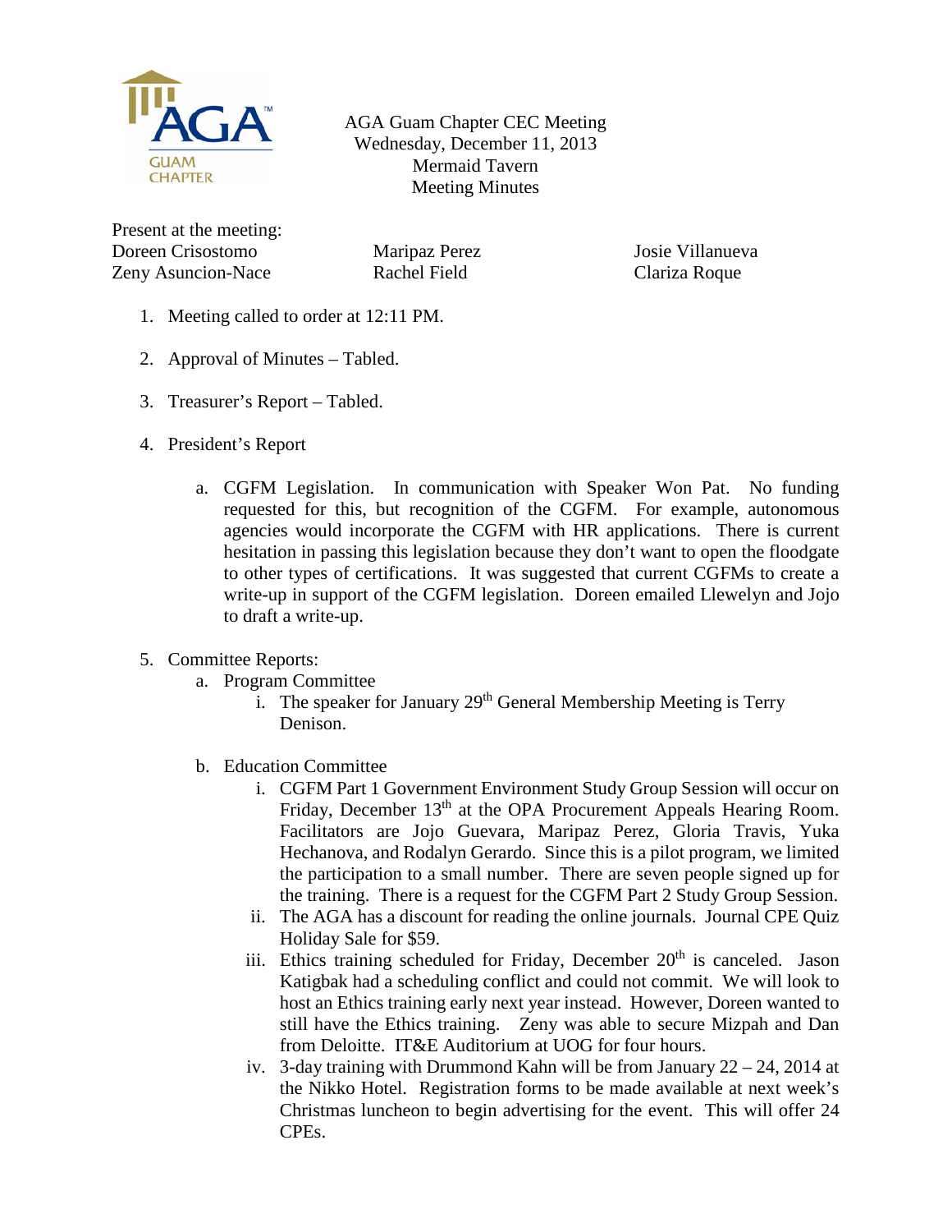AGA Guam Chapter CEC Meeting
Wednesday, December 11, 2013
Mermaid Tavern
Meeting Minutes

Present at the meeting:

| | | |
|---|---|---|
| Doreen Crisostomo | Maripaz Perez | Josie Villanueva |
| Zeny Asuncion-Nace | Rachel Field | Clariza Roque |

1. Meeting called to order at 12:11 PM.

2. Approval of Minutes – Tabled.

3. Treasurer's Report – Tabled.

4. President's Report

   a. CGFM Legislation. In communication with Speaker Won Pat. No funding requested for this, but recognition of the CGFM. For example, autonomous agencies would incorporate the CGFM with HR applications. There is current hesitation in passing this legislation because they don't want to open the floodgate to other types of certifications. It was suggested that current CGFMs to create a write-up in support of the CGFM legislation. Doreen emailed Llewelyn and Jojo to draft a write-up.

5. Committee Reports:

   a. Program Committee

      i. The speaker for January 29th General Membership Meeting is Terry Denison.

   b. Education Committee

      i. CGFM Part 1 Government Environment Study Group Session will occur on Friday, December 13th at the OPA Procurement Appeals Hearing Room. Facilitators are Jojo Guevara, Maripaz Perez, Gloria Travis, Yuka Hechanova, and Rodalyn Gerardo. Since this is a pilot program, we limited the participation to a small number. There are seven people signed up for the training. There is a request for the CGFM Part 2 Study Group Session.

      ii. The AGA has a discount for reading the online journals. Journal CPE Quiz Holiday Sale for $59.

      iii. Ethics training scheduled for Friday, December 20th is canceled. Jason Katigbak had a scheduling conflict and could not commit. We will look to host an Ethics training early next year instead. However, Doreen wanted to still have the Ethics training. Zeny was able to secure Mizpah and Dan from Deloitte. IT&E Auditorium at UOG for four hours.

      iv. 3-day training with Drummond Kahn will be from January 22 – 24, 2014 at the Nikko Hotel. Registration forms to be made available at next week's Christmas luncheon to begin advertising for the event. This will offer 24 CPEs.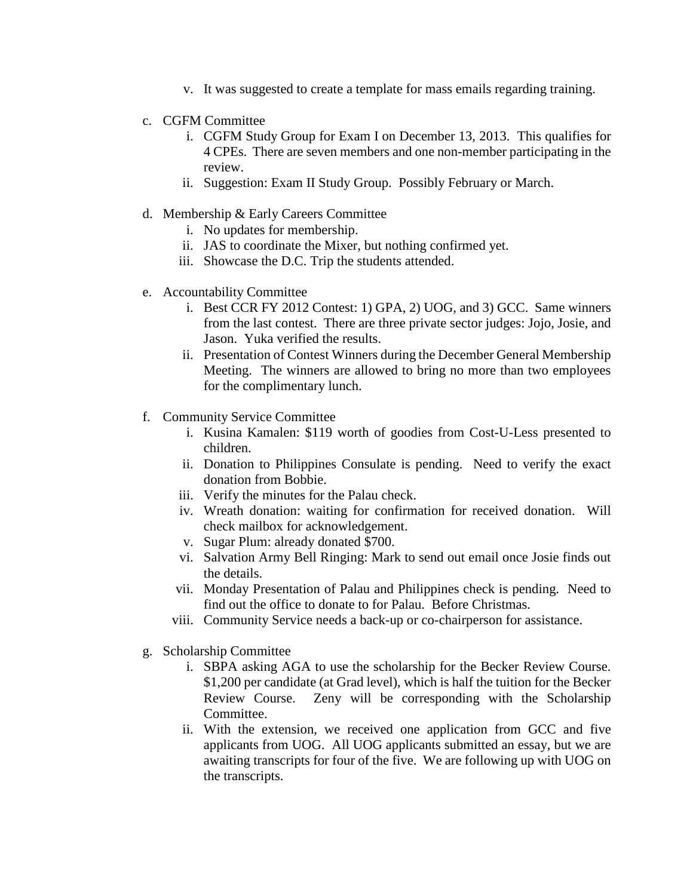v. It was suggested to create a template for mass emails regarding training.

c. CGFM Committee
   i. CGFM Study Group for Exam I on December 13, 2013. This qualifies for 4 CPEs. There are seven members and one non-member participating in the review.
   ii. Suggestion: Exam II Study Group. Possibly February or March.

d. Membership & Early Careers Committee
   i. No updates for membership.
   ii. JAS to coordinate the Mixer, but nothing confirmed yet.
   iii. Showcase the D.C. Trip the students attended.

e. Accountability Committee
   i. Best CCR FY 2012 Contest: 1) GPA, 2) UOG, and 3) GCC. Same winners from the last contest. There are three private sector judges: Jojo, Josie, and Jason. Yuka verified the results.
   ii. Presentation of Contest Winners during the December General Membership Meeting. The winners are allowed to bring no more than two employees for the complimentary lunch.

f. Community Service Committee
   i. Kusina Kamalen: $119 worth of goodies from Cost-U-Less presented to children.
   ii. Donation to Philippines Consulate is pending. Need to verify the exact donation from Bobbie.
   iii. Verify the minutes for the Palau check.
   iv. Wreath donation: waiting for confirmation for received donation. Will check mailbox for acknowledgement.
   v. Sugar Plum: already donated $700.
   vi. Salvation Army Bell Ringing: Mark to send out email once Josie finds out the details.
   vii. Monday Presentation of Palau and Philippines check is pending. Need to find out the office to donate to for Palau. Before Christmas.
   viii. Community Service needs a back-up or co-chairperson for assistance.

g. Scholarship Committee
   i. SBPA asking AGA to use the scholarship for the Becker Review Course. $1,200 per candidate (at Grad level), which is half the tuition for the Becker Review Course. Zeny will be corresponding with the Scholarship Committee.
   ii. With the extension, we received one application from GCC and five applicants from UOG. All UOG applicants submitted an essay, but we are awaiting transcripts for four of the five. We are following up with UOG on the transcripts.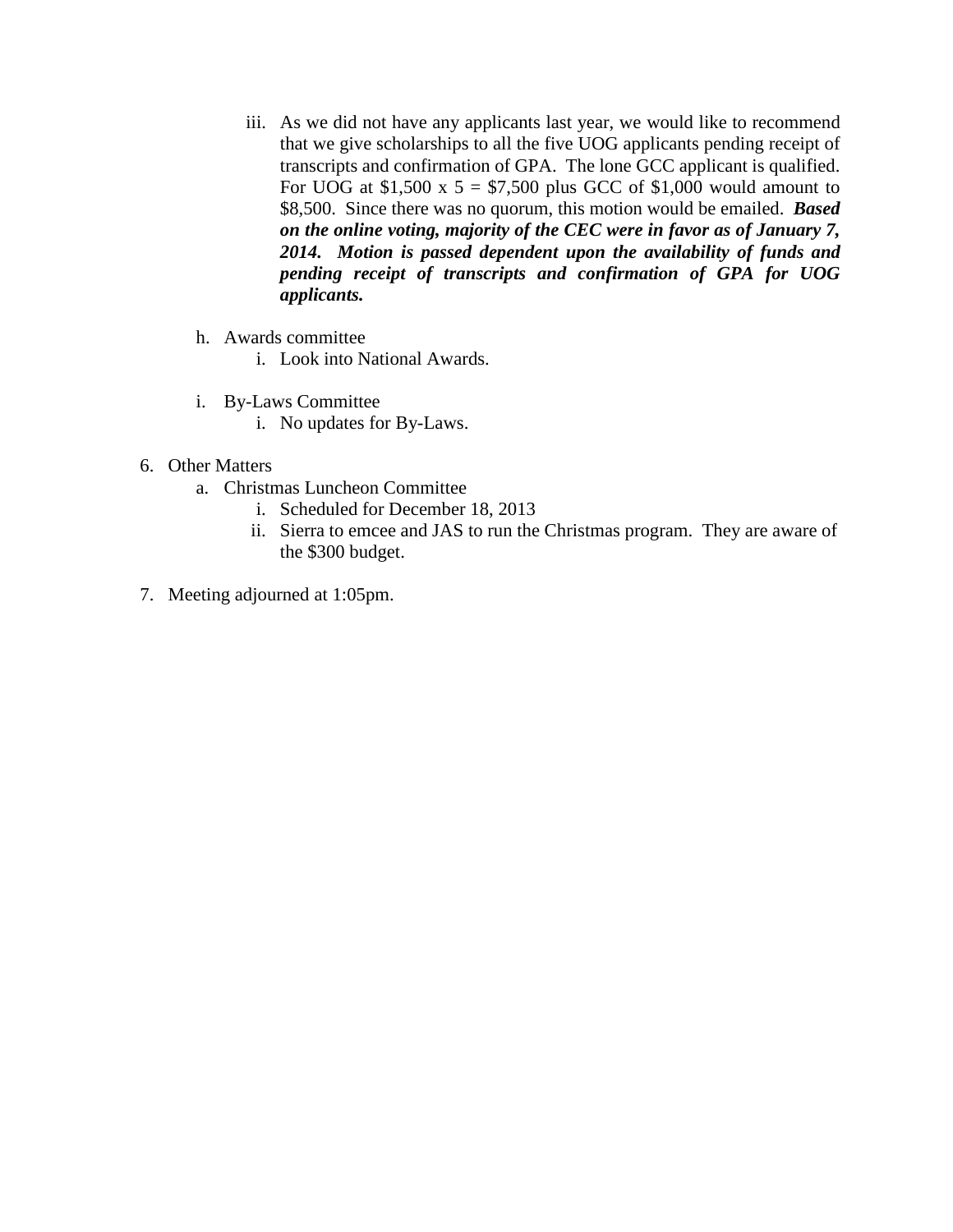iii. As we did not have any applicants last year, we would like to recommend that we give scholarships to all the five UOG applicants pending receipt of transcripts and confirmation of GPA. The lone GCC applicant is qualified. For UOG at $1,500 x 5 = $7,500 plus GCC of $1,000 would amount to $8,500. Since there was no quorum, this motion would be emailed. ***Based on the online voting, majority of the CEC were in favor as of January 7, 2014. Motion is passed dependent upon the availability of funds and pending receipt of transcripts and confirmation of GPA for UOG applicants.***

h. Awards committee
   i. Look into National Awards.

i. By-Laws Committee
   i. No updates for By-Laws.

6. Other Matters
   a. Christmas Luncheon Committee
      i. Scheduled for December 18, 2013
      ii. Sierra to emcee and JAS to run the Christmas program. They are aware of the $300 budget.

7. Meeting adjourned at 1:05pm.